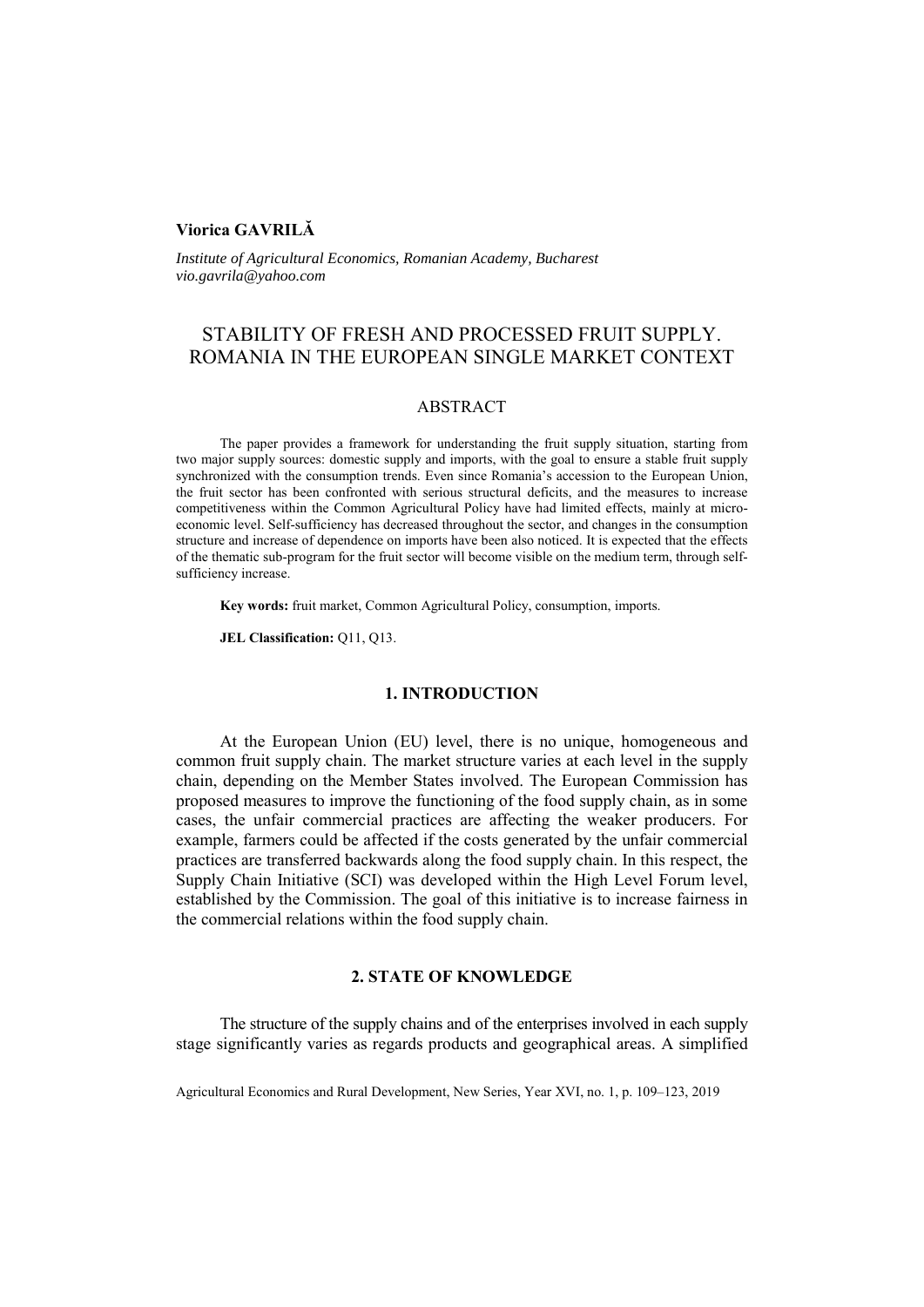**Viorica GAVRILĂ**

*Institute of Agricultural Economics, Romanian Academy, Bucharest*
*vio.gavrila@yahoo.com*

# STABILITY OF FRESH AND PROCESSED FRUIT SUPPLY. ROMANIA IN THE EUROPEAN SINGLE MARKET CONTEXT

## ABSTRACT

The paper provides a framework for understanding the fruit supply situation, starting from two major supply sources: domestic supply and imports, with the goal to ensure a stable fruit supply synchronized with the consumption trends. Even since Romania's accession to the European Union, the fruit sector has been confronted with serious structural deficits, and the measures to increase competitiveness within the Common Agricultural Policy have had limited effects, mainly at micro-economic level. Self-sufficiency has decreased throughout the sector, and changes in the consumption structure and increase of dependence on imports have been also noticed. It is expected that the effects of the thematic sub-program for the fruit sector will become visible on the medium term, through self-sufficiency increase.

**Key words:** fruit market, Common Agricultural Policy, consumption, imports.

**JEL Classification:** Q11, Q13.

## 1. INTRODUCTION

At the European Union (EU) level, there is no unique, homogeneous and common fruit supply chain. The market structure varies at each level in the supply chain, depending on the Member States involved. The European Commission has proposed measures to improve the functioning of the food supply chain, as in some cases, the unfair commercial practices are affecting the weaker producers. For example, farmers could be affected if the costs generated by the unfair commercial practices are transferred backwards along the food supply chain. In this respect, the Supply Chain Initiative (SCI) was developed within the High Level Forum level, established by the Commission. The goal of this initiative is to increase fairness in the commercial relations within the food supply chain.

## 2. STATE OF KNOWLEDGE

The structure of the supply chains and of the enterprises involved in each supply stage significantly varies as regards products and geographical areas. A simplified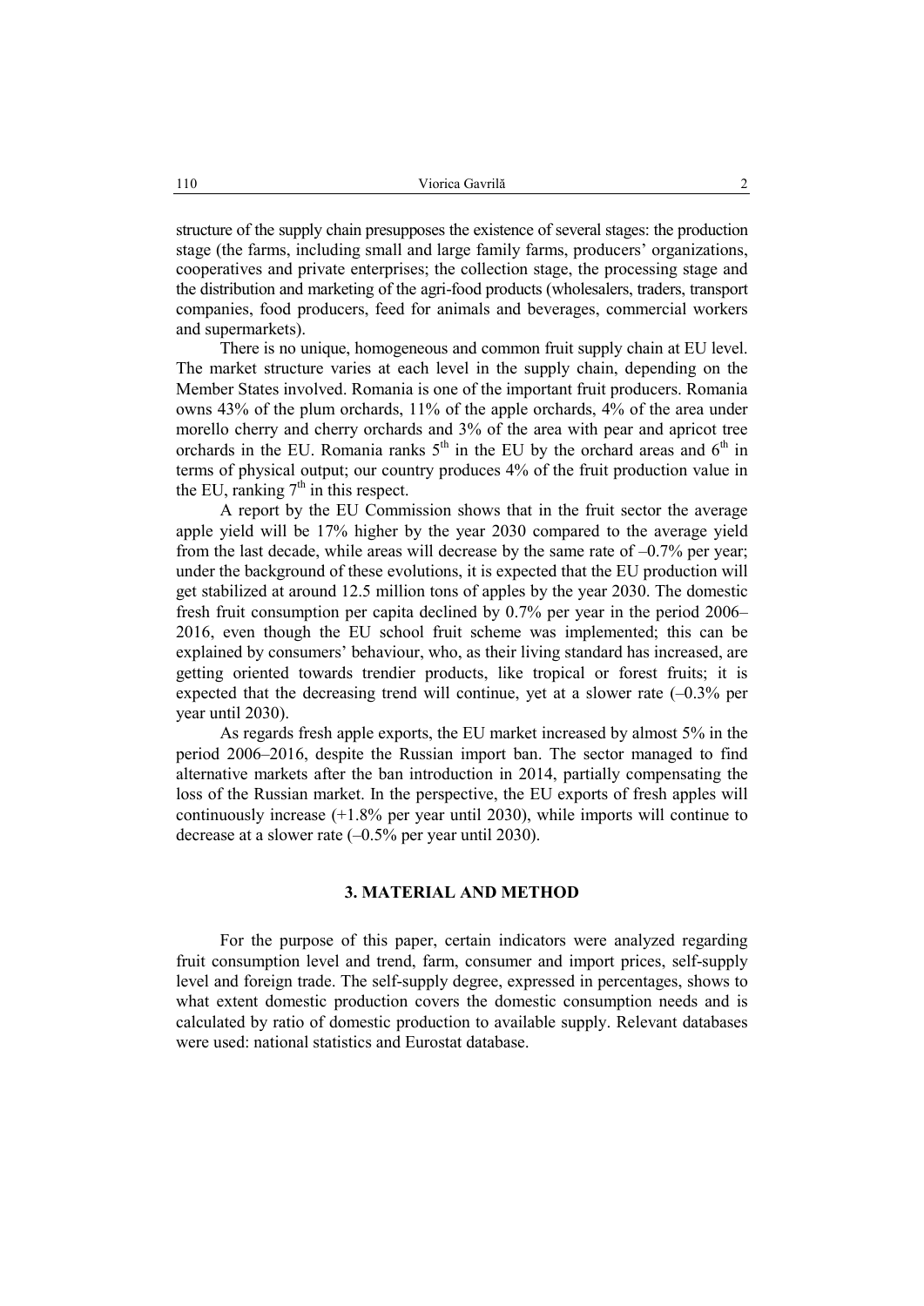structure of the supply chain presupposes the existence of several stages: the production stage (the farms, including small and large family farms, producers' organizations, cooperatives and private enterprises; the collection stage, the processing stage and the distribution and marketing of the agri-food products (wholesalers, traders, transport companies, food producers, feed for animals and beverages, commercial workers and supermarkets).

There is no unique, homogeneous and common fruit supply chain at EU level. The market structure varies at each level in the supply chain, depending on the Member States involved. Romania is one of the important fruit producers. Romania owns 43% of the plum orchards, 11% of the apple orchards, 4% of the area under morello cherry and cherry orchards and 3% of the area with pear and apricot tree orchards in the EU. Romania ranks 5$^{th}$ in the EU by the orchard areas and 6$^{th}$ in terms of physical output; our country produces 4% of the fruit production value in the EU, ranking 7$^{th}$ in this respect.

A report by the EU Commission shows that in the fruit sector the average apple yield will be 17% higher by the year 2030 compared to the average yield from the last decade, while areas will decrease by the same rate of –0.7% per year; under the background of these evolutions, it is expected that the EU production will get stabilized at around 12.5 million tons of apples by the year 2030. The domestic fresh fruit consumption per capita declined by 0.7% per year in the period 2006–2016, even though the EU school fruit scheme was implemented; this can be explained by consumers' behaviour, who, as their living standard has increased, are getting oriented towards trendier products, like tropical or forest fruits; it is expected that the decreasing trend will continue, yet at a slower rate (–0.3% per year until 2030).

As regards fresh apple exports, the EU market increased by almost 5% in the period 2006–2016, despite the Russian import ban. The sector managed to find alternative markets after the ban introduction in 2014, partially compensating the loss of the Russian market. In the perspective, the EU exports of fresh apples will continuously increase (+1.8% per year until 2030), while imports will continue to decrease at a slower rate (–0.5% per year until 2030).

## 3. MATERIAL AND METHOD

For the purpose of this paper, certain indicators were analyzed regarding fruit consumption level and trend, farm, consumer and import prices, self-supply level and foreign trade. The self-supply degree, expressed in percentages, shows to what extent domestic production covers the domestic consumption needs and is calculated by ratio of domestic production to available supply. Relevant databases were used: national statistics and Eurostat database.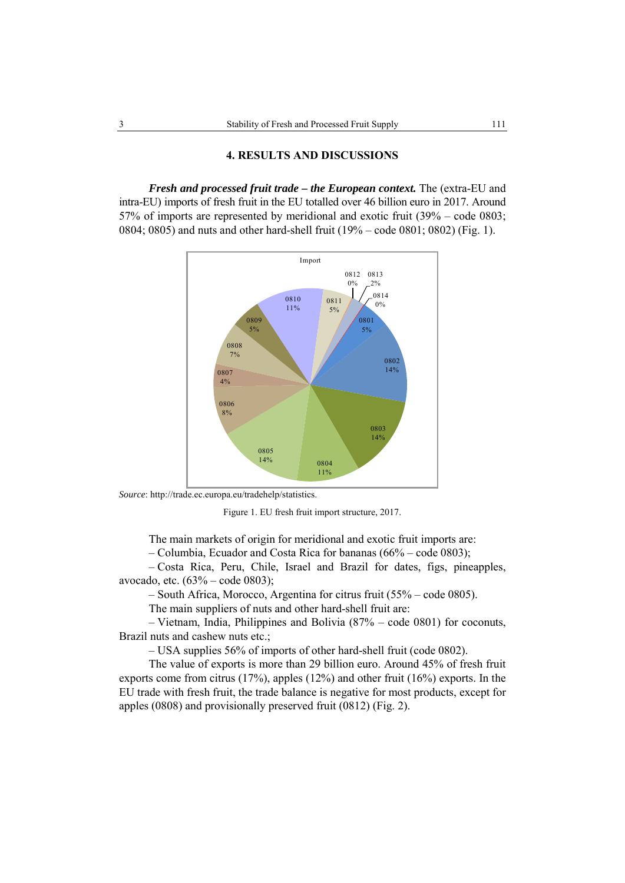## 4. RESULTS AND DISCUSSIONS

***Fresh and processed fruit trade – the European context.*** The (extra-EU and intra-EU) imports of fresh fruit in the EU totalled over 46 billion euro in 2017. Around 57% of imports are represented by meridional and exotic fruit (39% – code 0803; 0804; 0805) and nuts and other hard-shell fruit (19% – code 0801; 0802) (Fig. 1).

*Source*: http://trade.ec.europa.eu/tradehelp/statistics.

Figure 1. EU fresh fruit import structure, 2017.

The main markets of origin for meridional and exotic fruit imports are:

– Columbia, Ecuador and Costa Rica for bananas (66% – code 0803);

– Costa Rica, Peru, Chile, Israel and Brazil for dates, figs, pineapples, avocado, etc. (63% – code 0803);

– South Africa, Morocco, Argentina for citrus fruit (55% – code 0805).

The main suppliers of nuts and other hard-shell fruit are:

– Vietnam, India, Philippines and Bolivia (87% – code 0801) for coconuts, Brazil nuts and cashew nuts etc.;

– USA supplies 56% of imports of other hard-shell fruit (code 0802).

The value of exports is more than 29 billion euro. Around 45% of fresh fruit exports come from citrus (17%), apples (12%) and other fruit (16%) exports. In the EU trade with fresh fruit, the trade balance is negative for most products, except for apples (0808) and provisionally preserved fruit (0812) (Fig. 2).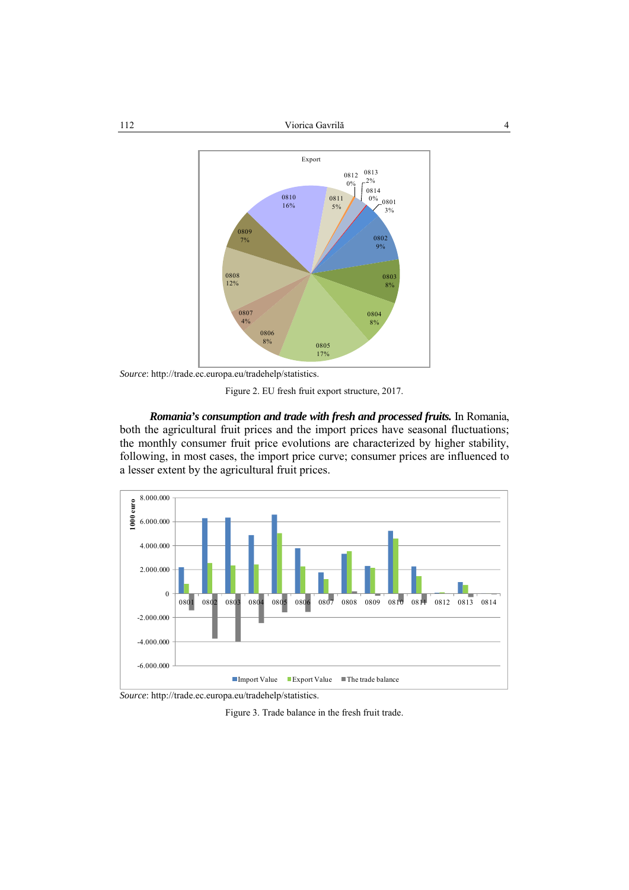*Source*: http://trade.ec.europa.eu/tradehelp/statistics.

Figure 2. EU fresh fruit export structure, 2017.

***Romania's consumption and trade with fresh and processed fruits.*** In Romania, both the agricultural fruit prices and the import prices have seasonal fluctuations; the monthly consumer fruit price evolutions are characterized by higher stability, following, in most cases, the import price curve; consumer prices are influenced to a lesser extent by the agricultural fruit prices.

*Source*: http://trade.ec.europa.eu/tradehelp/statistics.

Figure 3. Trade balance in the fresh fruit trade.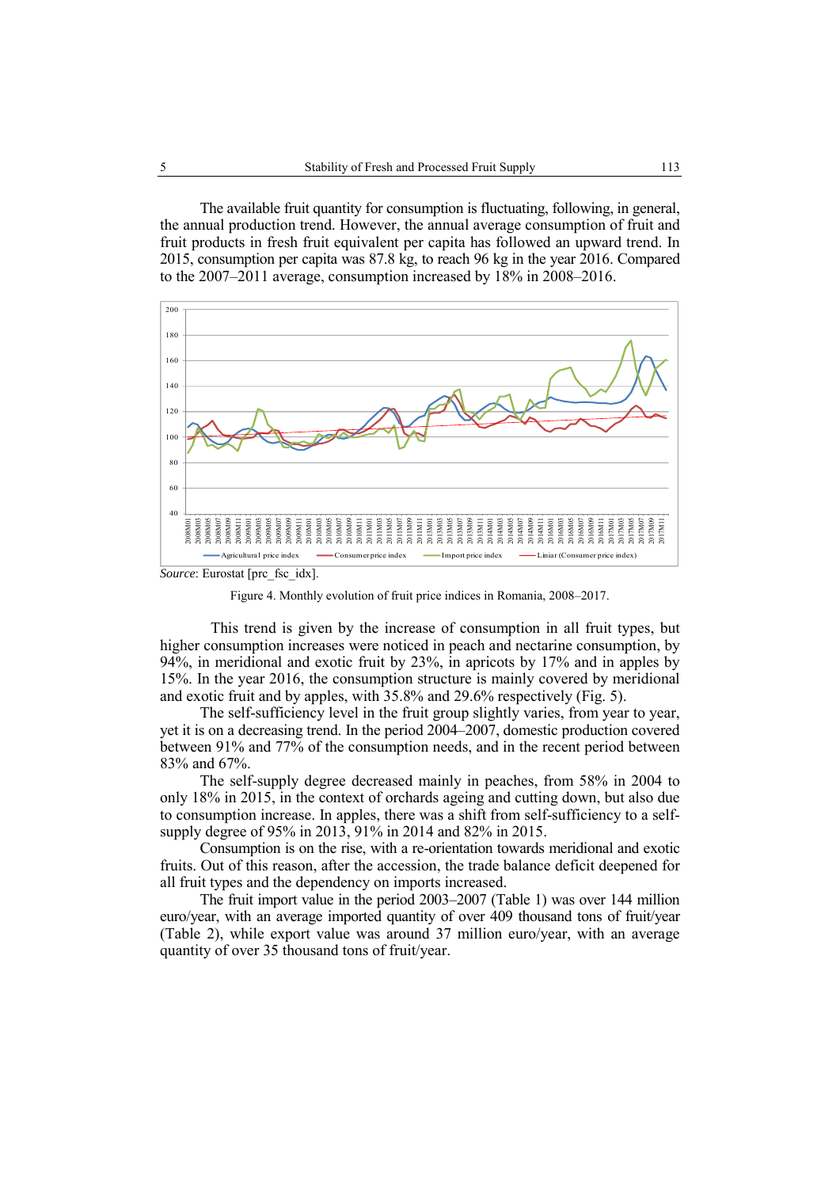The available fruit quantity for consumption is fluctuating, following, in general, the annual production trend. However, the annual average consumption of fruit and fruit products in fresh fruit equivalent per capita has followed an upward trend. In 2015, consumption per capita was 87.8 kg, to reach 96 kg in the year 2016. Compared to the 2007–2011 average, consumption increased by 18% in 2008–2016.

*Source*: Eurostat [prc_fsc_idx].

Figure 4. Monthly evolution of fruit price indices in Romania, 2008–2017.

This trend is given by the increase of consumption in all fruit types, but higher consumption increases were noticed in peach and nectarine consumption, by 94%, in meridional and exotic fruit by 23%, in apricots by 17% and in apples by 15%. In the year 2016, the consumption structure is mainly covered by meridional and exotic fruit and by apples, with 35.8% and 29.6% respectively (Fig. 5).

The self-sufficiency level in the fruit group slightly varies, from year to year, yet it is on a decreasing trend. In the period 2004–2007, domestic production covered between 91% and 77% of the consumption needs, and in the recent period between 83% and 67%.

The self-supply degree decreased mainly in peaches, from 58% in 2004 to only 18% in 2015, in the context of orchards ageing and cutting down, but also due to consumption increase. In apples, there was a shift from self-sufficiency to a self-supply degree of 95% in 2013, 91% in 2014 and 82% in 2015.

Consumption is on the rise, with a re-orientation towards meridional and exotic fruits. Out of this reason, after the accession, the trade balance deficit deepened for all fruit types and the dependency on imports increased.

The fruit import value in the period 2003–2007 (Table 1) was over 144 million euro/year, with an average imported quantity of over 409 thousand tons of fruit/year (Table 2), while export value was around 37 million euro/year, with an average quantity of over 35 thousand tons of fruit/year.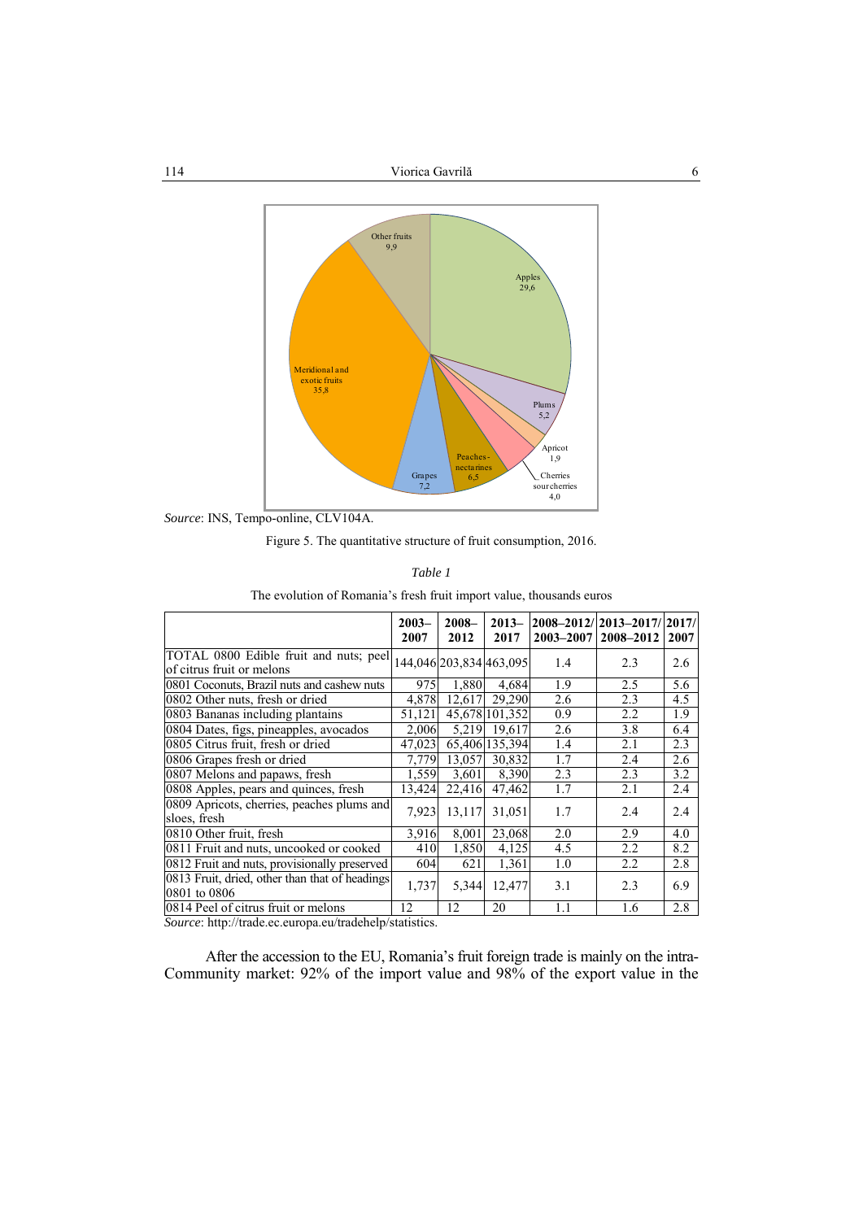Source: INS, Tempo-online, CLV104A.

Figure 5. The quantitative structure of fruit consumption, 2016.

*Table 1*

The evolution of Romania's fresh fruit import value, thousands euros

| | 2003–2007 | 2008–2012 | 2013–2017 | 2008–2012/ 2003–2007 | 2013–2017/ 2008–2012 | 2017/ 2007 |
|---|---|---|---|---|---|---|
| TOTAL 0800 Edible fruit and nuts; peel of citrus fruit or melons | 144,046 | 203,834 | 463,095 | 1.4 | 2.3 | 2.6 |
| 0801 Coconuts, Brazil nuts and cashew nuts | 975 | 1,880 | 4,684 | 1.9 | 2.5 | 5.6 |
| 0802 Other nuts, fresh or dried | 4,878 | 12,617 | 29,290 | 2.6 | 2.3 | 4.5 |
| 0803 Bananas including plantains | 51,121 | 45,678 | 101,352 | 0.9 | 2.2 | 1.9 |
| 0804 Dates, figs, pineapples, avocados | 2,006 | 5,219 | 19,617 | 2.6 | 3.8 | 6.4 |
| 0805 Citrus fruit, fresh or dried | 47,023 | 65,406 | 135,394 | 1.4 | 2.1 | 2.3 |
| 0806 Grapes fresh or dried | 7,779 | 13,057 | 30,832 | 1.7 | 2.4 | 2.6 |
| 0807 Melons and papaws, fresh | 1,559 | 3,601 | 8,390 | 2.3 | 2.3 | 3.2 |
| 0808 Apples, pears and quinces, fresh | 13,424 | 22,416 | 47,462 | 1.7 | 2.1 | 2.4 |
| 0809 Apricots, cherries, peaches plums and sloes, fresh | 7,923 | 13,117 | 31,051 | 1.7 | 2.4 | 2.4 |
| 0810 Other fruit, fresh | 3,916 | 8,001 | 23,068 | 2.0 | 2.9 | 4.0 |
| 0811 Fruit and nuts, uncooked or cooked | 410 | 1,850 | 4,125 | 4.5 | 2.2 | 8.2 |
| 0812 Fruit and nuts, provisionally preserved | 604 | 621 | 1,361 | 1.0 | 2.2 | 2.8 |
| 0813 Fruit, dried, other than that of headings 0801 to 0806 | 1,737 | 5,344 | 12,477 | 3.1 | 2.3 | 6.9 |
| 0814 Peel of citrus fruit or melons | 12 | 12 | 20 | 1.1 | 1.6 | 2.8 |

Source: http://trade.ec.europa.eu/tradehelp/statistics.

After the accession to the EU, Romania's fruit foreign trade is mainly on the intra-Community market: 92% of the import value and 98% of the export value in the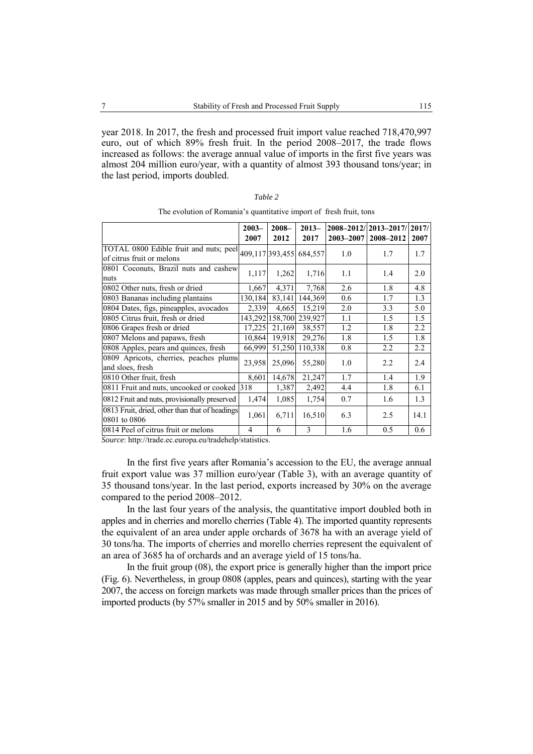year 2018. In 2017, the fresh and processed fruit import value reached 718,470,997 euro, out of which 89% fresh fruit. In the period 2008–2017, the trade flows increased as follows: the average annual value of imports in the first five years was almost 204 million euro/year, with a quantity of almost 393 thousand tons/year; in the last period, imports doubled.

*Table 2*

The evolution of Romania's quantitative import of fresh fruit, tons

| | 2003–2007 | 2008–2012 | 2013–2017 | 2008–2012/ 2003–2007 | 2013–2017/ 2008–2012 | 2017/ 2007 |
|---|---|---|---|---|---|---|
| TOTAL 0800 Edible fruit and nuts; peel of citrus fruit or melons | 409,117 | 393,455 | 684,557 | 1.0 | 1.7 | 1.7 |
| 0801 Coconuts, Brazil nuts and cashew nuts | 1,117 | 1,262 | 1,716 | 1.1 | 1.4 | 2.0 |
| 0802 Other nuts, fresh or dried | 1,667 | 4,371 | 7,768 | 2.6 | 1.8 | 4.8 |
| 0803 Bananas including plantains | 130,184 | 83,141 | 144,369 | 0.6 | 1.7 | 1.3 |
| 0804 Dates, figs, pineapples, avocados | 2,339 | 4,665 | 15,219 | 2.0 | 3.3 | 5.0 |
| 0805 Citrus fruit, fresh or dried | 143,292 | 158,700 | 239,927 | 1.1 | 1.5 | 1.5 |
| 0806 Grapes fresh or dried | 17,225 | 21,169 | 38,557 | 1.2 | 1.8 | 2.2 |
| 0807 Melons and papaws, fresh | 10,864 | 19,918 | 29,276 | 1.8 | 1.5 | 1.8 |
| 0808 Apples, pears and quinces, fresh | 66,999 | 51,250 | 110,338 | 0.8 | 2.2 | 2.2 |
| 0809 Apricots, cherries, peaches plums and sloes, fresh | 23,958 | 25,096 | 55,280 | 1.0 | 2.2 | 2.4 |
| 0810 Other fruit, fresh | 8,601 | 14,678 | 21,247 | 1.7 | 1.4 | 1.9 |
| 0811 Fruit and nuts, uncooked or cooked | 318 | 1,387 | 2,492 | 4.4 | 1.8 | 6.1 |
| 0812 Fruit and nuts, provisionally preserved | 1,474 | 1,085 | 1,754 | 0.7 | 1.6 | 1.3 |
| 0813 Fruit, dried, other than that of headings 0801 to 0806 | 1,061 | 6,711 | 16,510 | 6.3 | 2.5 | 14.1 |
| 0814 Peel of citrus fruit or melons | 4 | 6 | 3 | 1.6 | 0.5 | 0.6 |

*Source*: http://trade.ec.europa.eu/tradehelp/statistics.

In the first five years after Romania's accession to the EU, the average annual fruit export value was 37 million euro/year (Table 3), with an average quantity of 35 thousand tons/year. In the last period, exports increased by 30% on the average compared to the period 2008–2012.

In the last four years of the analysis, the quantitative import doubled both in apples and in cherries and morello cherries (Table 4). The imported quantity represents the equivalent of an area under apple orchards of 3678 ha with an average yield of 30 tons/ha. The imports of cherries and morello cherries represent the equivalent of an area of 3685 ha of orchards and an average yield of 15 tons/ha.

In the fruit group (08), the export price is generally higher than the import price (Fig. 6). Nevertheless, in group 0808 (apples, pears and quinces), starting with the year 2007, the access on foreign markets was made through smaller prices than the prices of imported products (by 57% smaller in 2015 and by 50% smaller in 2016).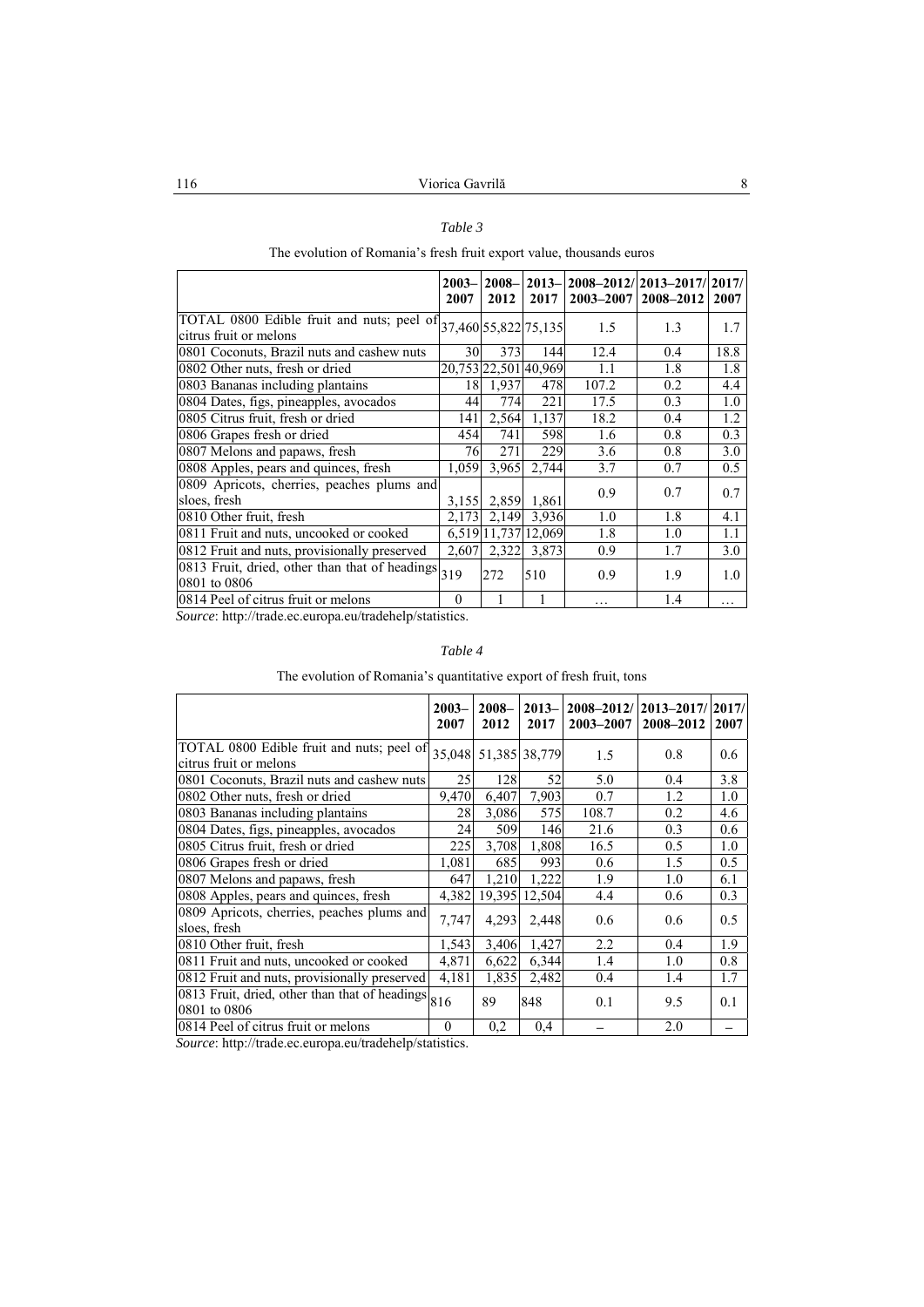*Table 3*

The evolution of Romania's fresh fruit export value, thousands euros

| | 2003–2007 | 2008–2012 | 2013–2017 | 2008–2012/2003–2007 | 2013–2017/2008–2012 | 2017/2007 |
|---|---|---|---|---|---|---|
| TOTAL 0800 Edible fruit and nuts; peel of citrus fruit or melons | 37,460 | 55,822 | 75,135 | 1.5 | 1.3 | 1.7 |
| 0801 Coconuts, Brazil nuts and cashew nuts | 30 | 373 | 144 | 12.4 | 0.4 | 18.8 |
| 0802 Other nuts, fresh or dried | 20,753 | 22,501 | 40,969 | 1.1 | 1.8 | 1.8 |
| 0803 Bananas including plantains | 18 | 1,937 | 478 | 107.2 | 0.2 | 4.4 |
| 0804 Dates, figs, pineapples, avocados | 44 | 774 | 221 | 17.5 | 0.3 | 1.0 |
| 0805 Citrus fruit, fresh or dried | 141 | 2,564 | 1,137 | 18.2 | 0.4 | 1.2 |
| 0806 Grapes fresh or dried | 454 | 741 | 598 | 1.6 | 0.8 | 0.3 |
| 0807 Melons and papaws, fresh | 76 | 271 | 229 | 3.6 | 0.8 | 3.0 |
| 0808 Apples, pears and quinces, fresh | 1,059 | 3,965 | 2,744 | 3.7 | 0.7 | 0.5 |
| 0809 Apricots, cherries, peaches plums and sloes, fresh | 3,155 | 2,859 | 1,861 | 0.9 | 0.7 | 0.7 |
| 0810 Other fruit, fresh | 2,173 | 2,149 | 3,936 | 1.0 | 1.8 | 4.1 |
| 0811 Fruit and nuts, uncooked or cooked | 6,519 | 11,737 | 12,069 | 1.8 | 1.0 | 1.1 |
| 0812 Fruit and nuts, provisionally preserved | 2,607 | 2,322 | 3,873 | 0.9 | 1.7 | 3.0 |
| 0813 Fruit, dried, other than that of headings 0801 to 0806 | 319 | 272 | 510 | 0.9 | 1.9 | 1.0 |
| 0814 Peel of citrus fruit or melons | 0 | 1 | 1 | … | 1.4 | … |

*Source*: http://trade.ec.europa.eu/tradehelp/statistics.

*Table 4*

The evolution of Romania's quantitative export of fresh fruit, tons

| | 2003–2007 | 2008–2012 | 2013–2017 | 2008–2012/2003–2007 | 2013–2017/2008–2012 | 2017/2007 |
|---|---|---|---|---|---|---|
| TOTAL 0800 Edible fruit and nuts; peel of citrus fruit or melons | 35,048 | 51,385 | 38,779 | 1.5 | 0.8 | 0.6 |
| 0801 Coconuts, Brazil nuts and cashew nuts | 25 | 128 | 52 | 5.0 | 0.4 | 3.8 |
| 0802 Other nuts, fresh or dried | 9,470 | 6,407 | 7,903 | 0.7 | 1.2 | 1.0 |
| 0803 Bananas including plantains | 28 | 3,086 | 575 | 108.7 | 0.2 | 4.6 |
| 0804 Dates, figs, pineapples, avocados | 24 | 509 | 146 | 21.6 | 0.3 | 0.6 |
| 0805 Citrus fruit, fresh or dried | 225 | 3,708 | 1,808 | 16.5 | 0.5 | 1.0 |
| 0806 Grapes fresh or dried | 1,081 | 685 | 993 | 0.6 | 1.5 | 0.5 |
| 0807 Melons and papaws, fresh | 647 | 1,210 | 1,222 | 1.9 | 1.0 | 6.1 |
| 0808 Apples, pears and quinces, fresh | 4,382 | 19,395 | 12,504 | 4.4 | 0.6 | 0.3 |
| 0809 Apricots, cherries, peaches plums and sloes, fresh | 7,747 | 4,293 | 2,448 | 0.6 | 0.6 | 0.5 |
| 0810 Other fruit, fresh | 1,543 | 3,406 | 1,427 | 2.2 | 0.4 | 1.9 |
| 0811 Fruit and nuts, uncooked or cooked | 4,871 | 6,622 | 6,344 | 1.4 | 1.0 | 0.8 |
| 0812 Fruit and nuts, provisionally preserved | 4,181 | 1,835 | 2,482 | 0.4 | 1.4 | 1.7 |
| 0813 Fruit, dried, other than that of headings 0801 to 0806 | 816 | 89 | 848 | 0.1 | 9.5 | 0.1 |
| 0814 Peel of citrus fruit or melons | 0 | 0,2 | 0,4 | – | 2.0 | – |

*Source*: http://trade.ec.europa.eu/tradehelp/statistics.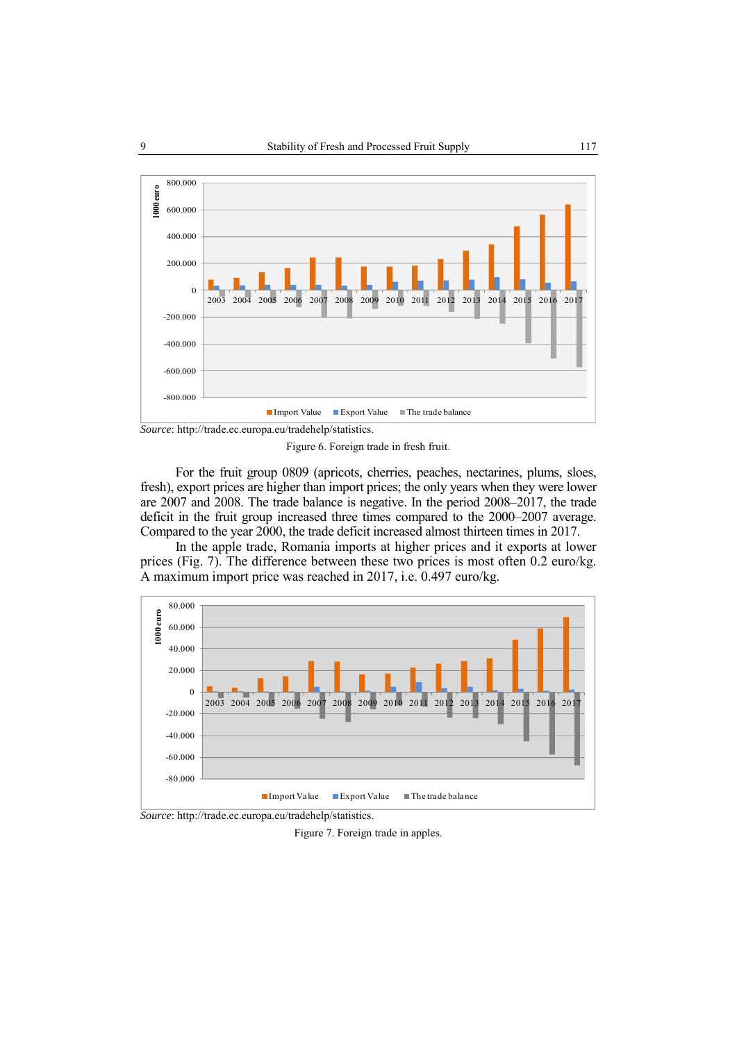Source: http://trade.ec.europa.eu/tradehelp/statistics.

Figure 6. Foreign trade in fresh fruit.

For the fruit group 0809 (apricots, cherries, peaches, nectarines, plums, sloes, fresh), export prices are higher than import prices; the only years when they were lower are 2007 and 2008. The trade balance is negative. In the period 2008–2017, the trade deficit in the fruit group increased three times compared to the 2000–2007 average. Compared to the year 2000, the trade deficit increased almost thirteen times in 2017.

In the apple trade, Romania imports at higher prices and it exports at lower prices (Fig. 7). The difference between these two prices is most often 0.2 euro/kg. A maximum import price was reached in 2017, i.e. 0.497 euro/kg.

Source: http://trade.ec.europa.eu/tradehelp/statistics.

Figure 7. Foreign trade in apples.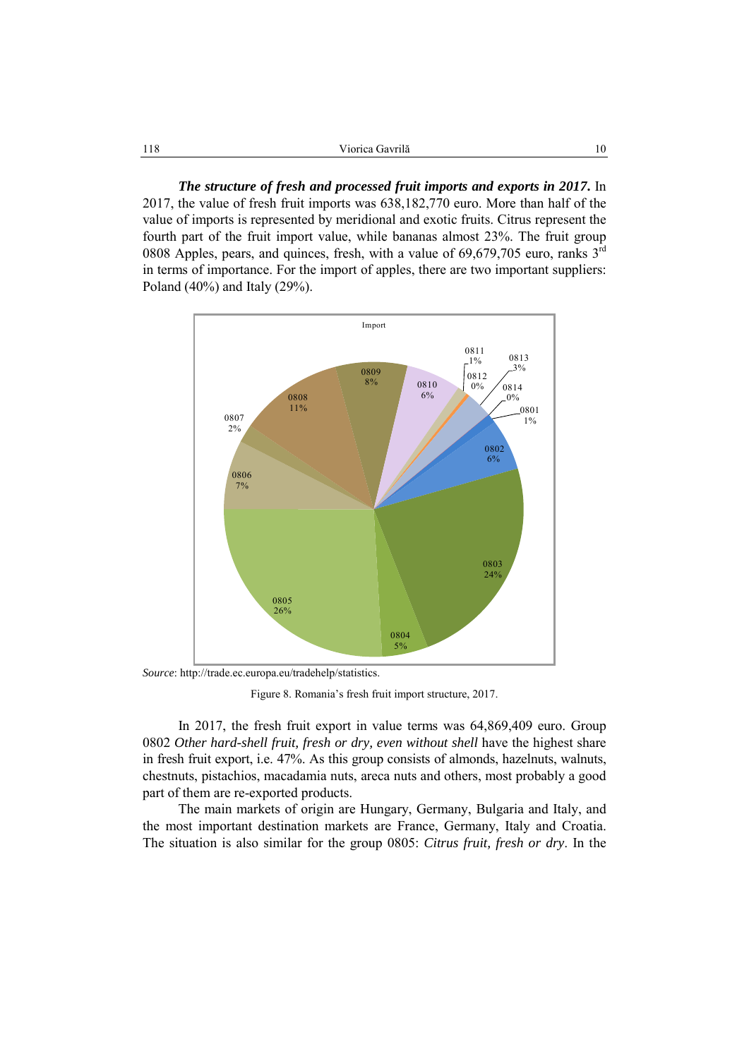***The structure of fresh and processed fruit imports and exports in 2017.*** In 2017, the value of fresh fruit imports was 638,182,770 euro. More than half of the value of imports is represented by meridional and exotic fruits. Citrus represent the fourth part of the fruit import value, while bananas almost 23%. The fruit group 0808 Apples, pears, and quinces, fresh, with a value of 69,679,705 euro, ranks 3[rd] in terms of importance. For the import of apples, there are two important suppliers: Poland (40%) and Italy (29%).

*Source*: http://trade.ec.europa.eu/tradehelp/statistics.

Figure 8. Romania's fresh fruit import structure, 2017.

In 2017, the fresh fruit export in value terms was 64,869,409 euro. Group 0802 *Other hard-shell fruit, fresh or dry, even without shell* have the highest share in fresh fruit export, i.e. 47%. As this group consists of almonds, hazelnuts, walnuts, chestnuts, pistachios, macadamia nuts, areca nuts and others, most probably a good part of them are re-exported products.

The main markets of origin are Hungary, Germany, Bulgaria and Italy, and the most important destination markets are France, Germany, Italy and Croatia. The situation is also similar for the group 0805: *Citrus fruit, fresh or dry*. In the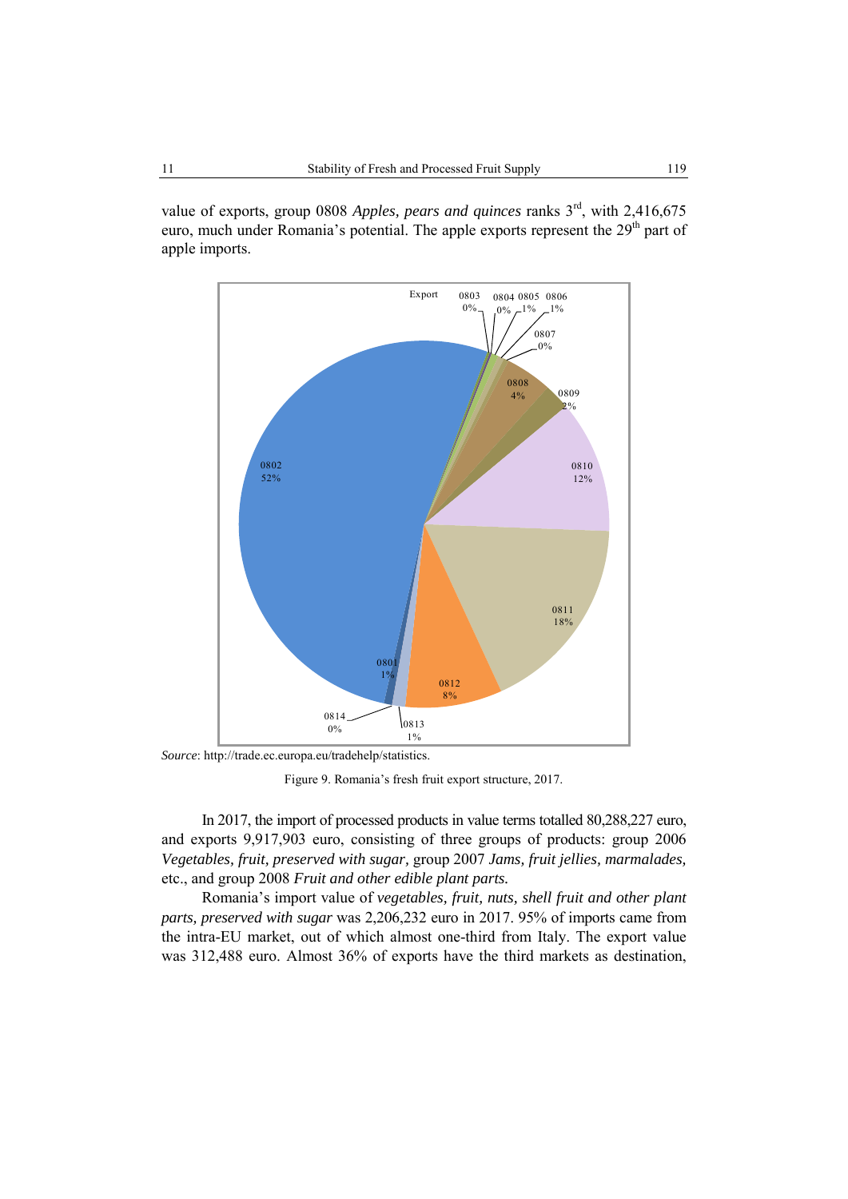value of exports, group 0808 *Apples, pears and quinces* ranks 3rd, with 2,416,675 euro, much under Romania's potential. The apple exports represent the 29th part of apple imports.

*Source*: http://trade.ec.europa.eu/tradehelp/statistics.

Figure 9. Romania's fresh fruit export structure, 2017.

In 2017, the import of processed products in value terms totalled 80,288,227 euro, and exports 9,917,903 euro, consisting of three groups of products: group 2006 *Vegetables, fruit, preserved with sugar,* group 2007 *Jams, fruit jellies, marmalades,* etc., and group 2008 *Fruit and other edible plant parts.*

Romania's import value of *vegetables, fruit, nuts, shell fruit and other plant parts, preserved with sugar* was 2,206,232 euro in 2017. 95% of imports came from the intra-EU market, out of which almost one-third from Italy. The export value was 312,488 euro. Almost 36% of exports have the third markets as destination,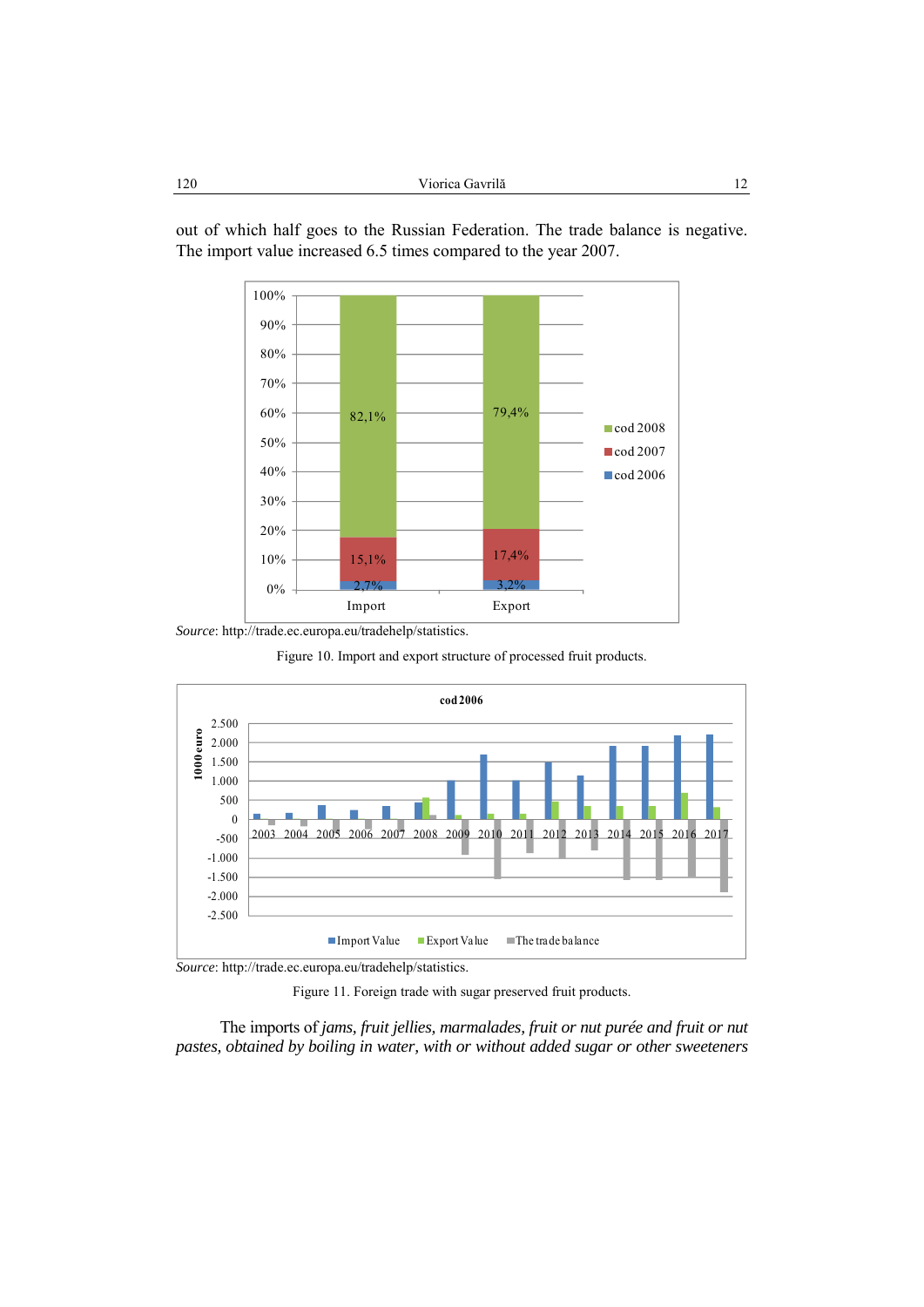out of which half goes to the Russian Federation. The trade balance is negative. The import value increased 6.5 times compared to the year 2007.

*Source*: http://trade.ec.europa.eu/tradehelp/statistics.

Figure 10. Import and export structure of processed fruit products.

*Source*: http://trade.ec.europa.eu/tradehelp/statistics.

Figure 11. Foreign trade with sugar preserved fruit products.

The imports of *jams, fruit jellies, marmalades, fruit or nut purée and fruit or nut pastes, obtained by boiling in water, with or without added sugar or other sweeteners*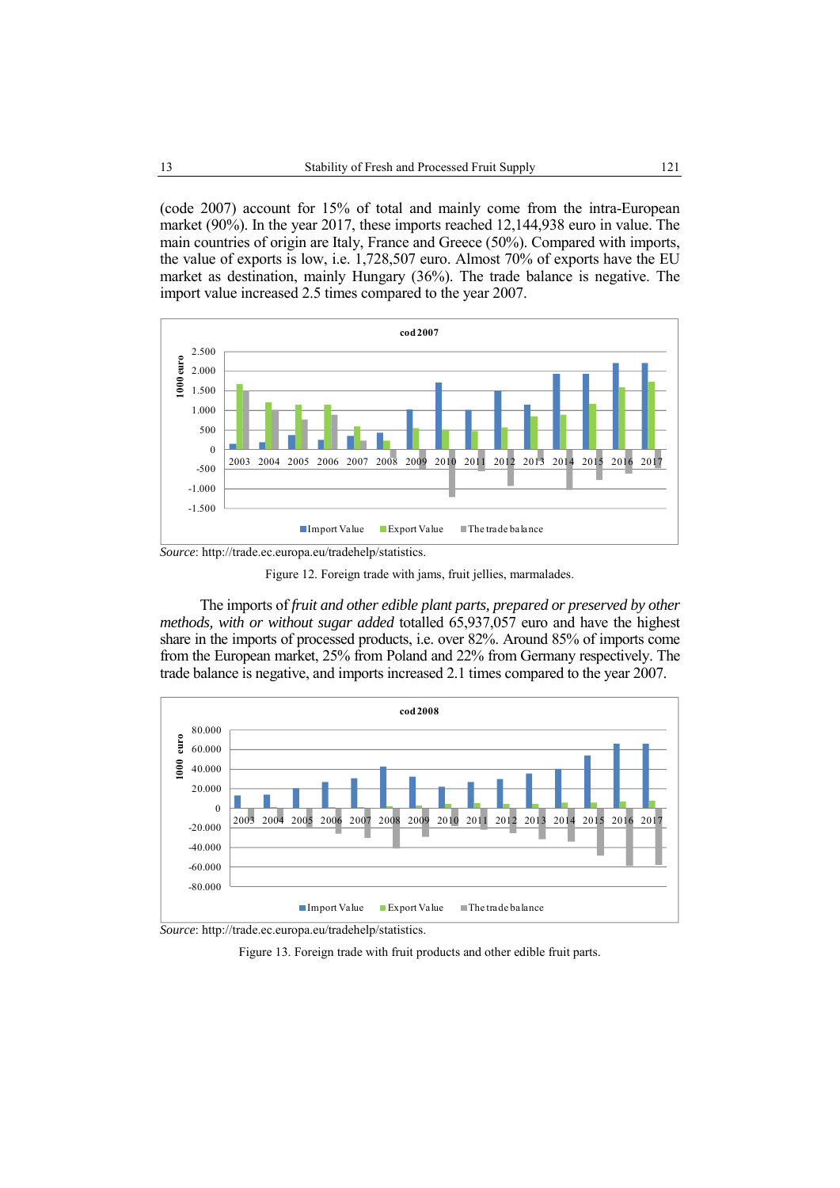(code 2007) account for 15% of total and mainly come from the intra-European market (90%). In the year 2017, these imports reached 12,144,938 euro in value. The main countries of origin are Italy, France and Greece (50%). Compared with imports, the value of exports is low, i.e. 1,728,507 euro. Almost 70% of exports have the EU market as destination, mainly Hungary (36%). The trade balance is negative. The import value increased 2.5 times compared to the year 2007.

*Source*: http://trade.ec.europa.eu/tradehelp/statistics.

Figure 12. Foreign trade with jams, fruit jellies, marmalades.

The imports of *fruit and other edible plant parts, prepared or preserved by other methods, with or without sugar added* totalled 65,937,057 euro and have the highest share in the imports of processed products, i.e. over 82%. Around 85% of imports come from the European market, 25% from Poland and 22% from Germany respectively. The trade balance is negative, and imports increased 2.1 times compared to the year 2007.

*Source*: http://trade.ec.europa.eu/tradehelp/statistics.

Figure 13. Foreign trade with fruit products and other edible fruit parts.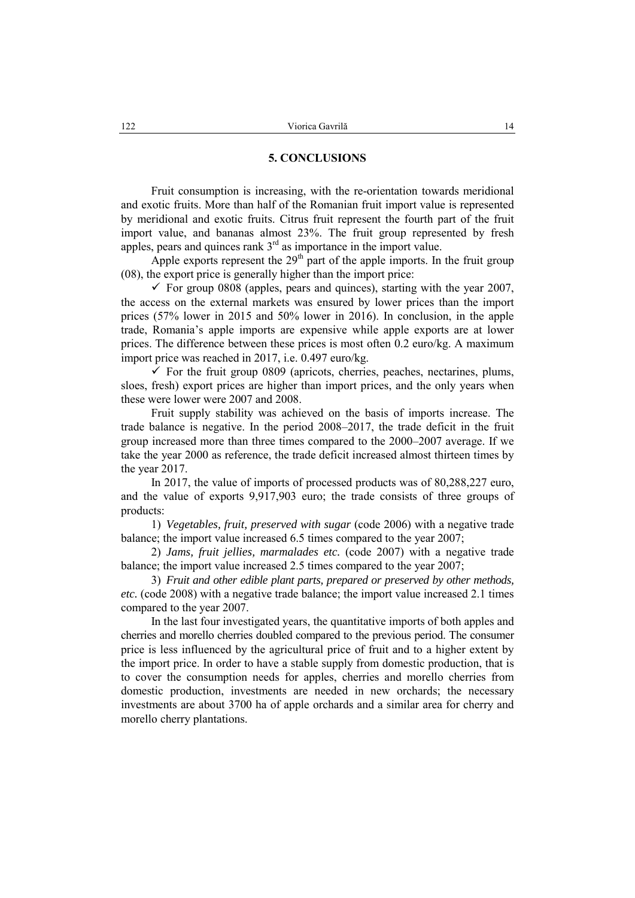## 5. CONCLUSIONS

Fruit consumption is increasing, with the re-orientation towards meridional and exotic fruits. More than half of the Romanian fruit import value is represented by meridional and exotic fruits. Citrus fruit represent the fourth part of the fruit import value, and bananas almost 23%. The fruit group represented by fresh apples, pears and quinces rank 3rd as importance in the import value.

Apple exports represent the 29th part of the apple imports. In the fruit group (08), the export price is generally higher than the import price:

- ✓ For group 0808 (apples, pears and quinces), starting with the year 2007, the access on the external markets was ensured by lower prices than the import prices (57% lower in 2015 and 50% lower in 2016). In conclusion, in the apple trade, Romania's apple imports are expensive while apple exports are at lower prices. The difference between these prices is most often 0.2 euro/kg. A maximum import price was reached in 2017, i.e. 0.497 euro/kg.
- ✓ For the fruit group 0809 (apricots, cherries, peaches, nectarines, plums, sloes, fresh) export prices are higher than import prices, and the only years when these were lower were 2007 and 2008.

Fruit supply stability was achieved on the basis of imports increase. The trade balance is negative. In the period 2008–2017, the trade deficit in the fruit group increased more than three times compared to the 2000–2007 average. If we take the year 2000 as reference, the trade deficit increased almost thirteen times by the year 2017.

In 2017, the value of imports of processed products was of 80,288,227 euro, and the value of exports 9,917,903 euro; the trade consists of three groups of products:

1) *Vegetables, fruit, preserved with sugar* (code 2006) with a negative trade balance; the import value increased 6.5 times compared to the year 2007;

2) *Jams, fruit jellies, marmalades etc.* (code 2007) with a negative trade balance; the import value increased 2.5 times compared to the year 2007;

3) *Fruit and other edible plant parts, prepared or preserved by other methods, etc.* (code 2008) with a negative trade balance; the import value increased 2.1 times compared to the year 2007.

In the last four investigated years, the quantitative imports of both apples and cherries and morello cherries doubled compared to the previous period. The consumer price is less influenced by the agricultural price of fruit and to a higher extent by the import price. In order to have a stable supply from domestic production, that is to cover the consumption needs for apples, cherries and morello cherries from domestic production, investments are needed in new orchards; the necessary investments are about 3700 ha of apple orchards and a similar area for cherry and morello cherry plantations.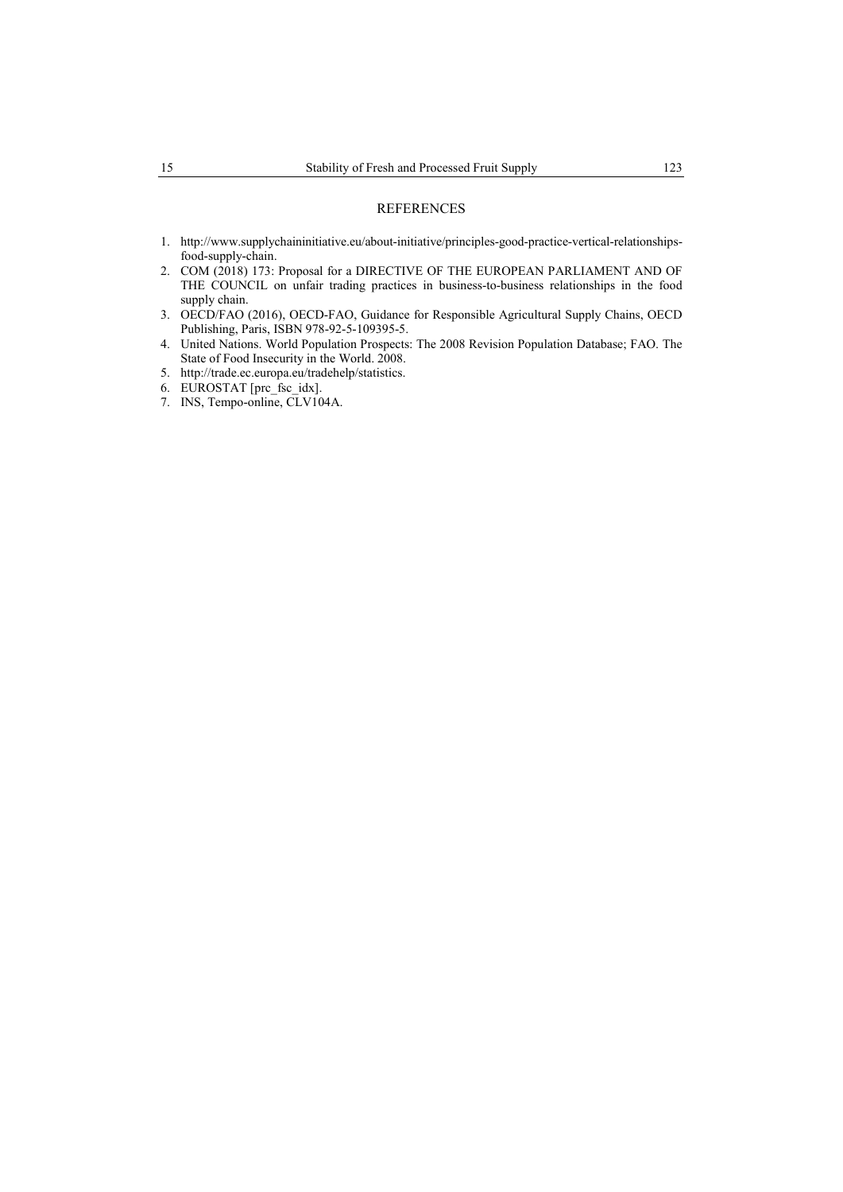## REFERENCES

1. http://www.supplychaininitiative.eu/about-initiative/principles-good-practice-vertical-relationships-food-supply-chain.
2. COM (2018) 173: Proposal for a DIRECTIVE OF THE EUROPEAN PARLIAMENT AND OF THE COUNCIL on unfair trading practices in business-to-business relationships in the food supply chain.
3. OECD/FAO (2016), OECD-FAO, Guidance for Responsible Agricultural Supply Chains, OECD Publishing, Paris, ISBN 978-92-5-109395-5.
4. United Nations. World Population Prospects: The 2008 Revision Population Database; FAO. The State of Food Insecurity in the World. 2008.
5. http://trade.ec.europa.eu/tradehelp/statistics.
6. EUROSTAT [prc_fsc_idx].
7. INS, Tempo-online, CLV104A.